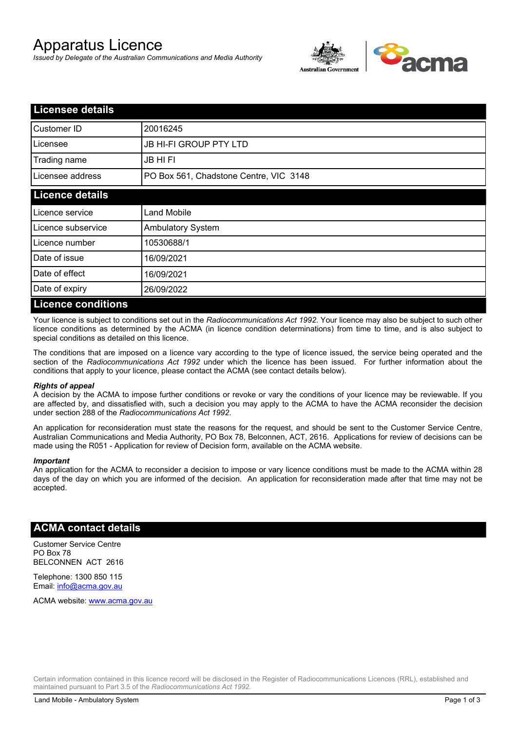# Apparatus Licence

*Issued by Delegate of the Australian Communications and Media Authority*

## Licensee details

| | |
|---|---|
| Customer ID | 20016245 |
| Licensee | JB HI-FI GROUP PTY LTD |
| Trading name | JB HI FI |
| Licensee address | PO Box 561, Chadstone Centre, VIC 3148 |

## Licence details

| | |
|---|---|
| Licence service | Land Mobile |
| Licence subservice | Ambulatory System |
| Licence number | 10530688/1 |
| Date of issue | 16/09/2021 |
| Date of effect | 16/09/2021 |
| Date of expiry | 26/09/2022 |

## Licence conditions

Your licence is subject to conditions set out in the *Radiocommunications Act 1992*. Your licence may also be subject to such other licence conditions as determined by the ACMA (in licence condition determinations) from time to time, and is also subject to special conditions as detailed on this licence.

The conditions that are imposed on a licence vary according to the type of licence issued, the service being operated and the section of the *Radiocommunications Act 1992* under which the licence has been issued. For further information about the conditions that apply to your licence, please contact the ACMA (see contact details below).

#### *Rights of appeal*

A decision by the ACMA to impose further conditions or revoke or vary the conditions of your licence may be reviewable. If you are affected by, and dissatisfied with, such a decision you may apply to the ACMA to have the ACMA reconsider the decision under section 288 of the *Radiocommunications Act 1992*.

An application for reconsideration must state the reasons for the request, and should be sent to the Customer Service Centre, Australian Communications and Media Authority, PO Box 78, Belconnen, ACT, 2616. Applications for review of decisions can be made using the R051 - Application for review of Decision form, available on the ACMA website.

#### *Important*

An application for the ACMA to reconsider a decision to impose or vary licence conditions must be made to the ACMA within 28 days of the day on which you are informed of the decision. An application for reconsideration made after that time may not be accepted.

## ACMA contact details

Customer Service Centre
PO Box 78
BELCONNEN ACT 2616

Telephone: 1300 850 115
Email: info@acma.gov.au

ACMA website: www.acma.gov.au

Certain information contained in this licence record will be disclosed in the Register of Radiocommunications Licences (RRL), established and maintained pursuant to Part 3.5 of the *Radiocommunications Act 1992.*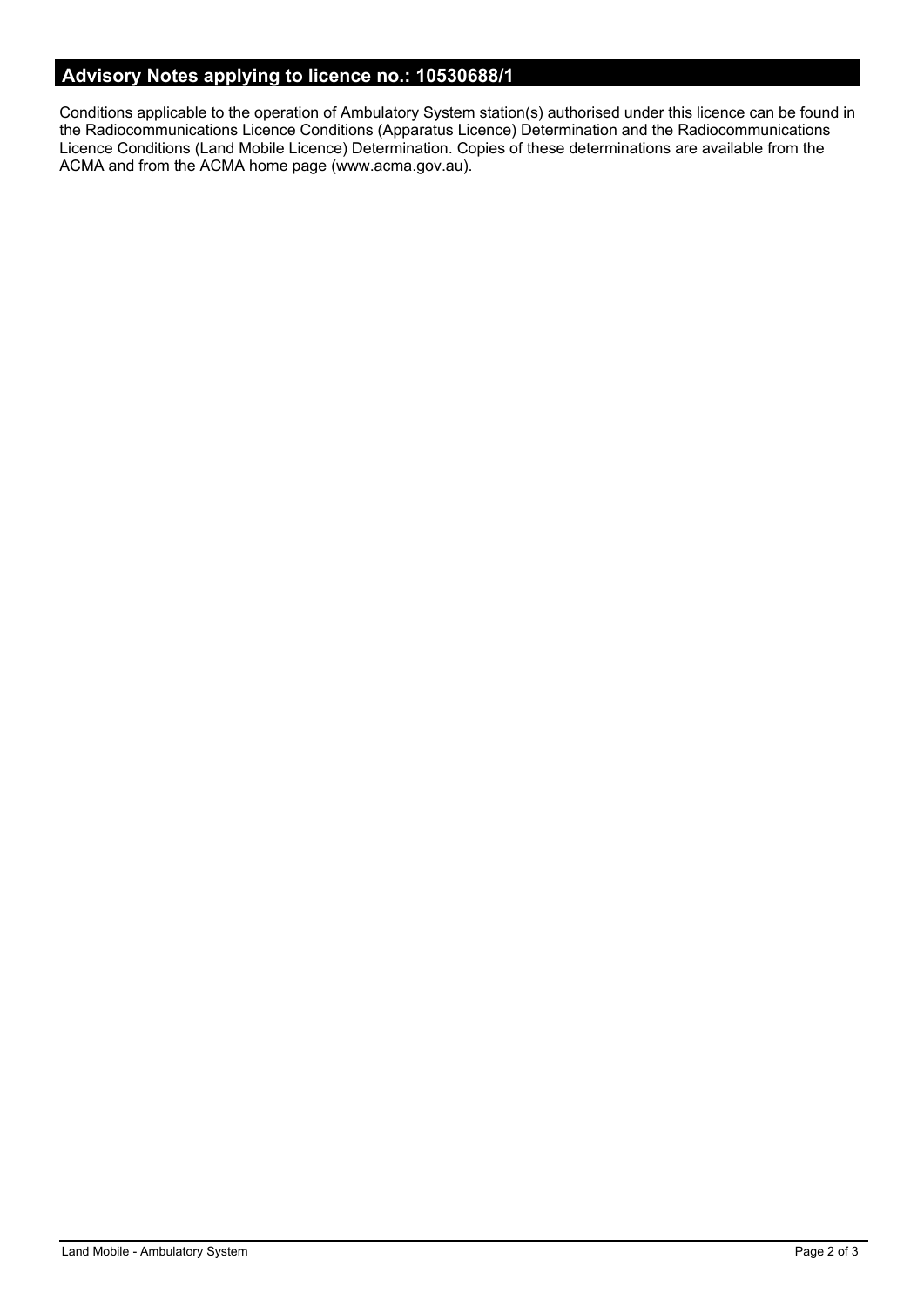## Advisory Notes applying to licence no.: 10530688/1

Conditions applicable to the operation of Ambulatory System station(s) authorised under this licence can be found in the Radiocommunications Licence Conditions (Apparatus Licence) Determination and the Radiocommunications Licence Conditions (Land Mobile Licence) Determination. Copies of these determinations are available from the ACMA and from the ACMA home page (www.acma.gov.au).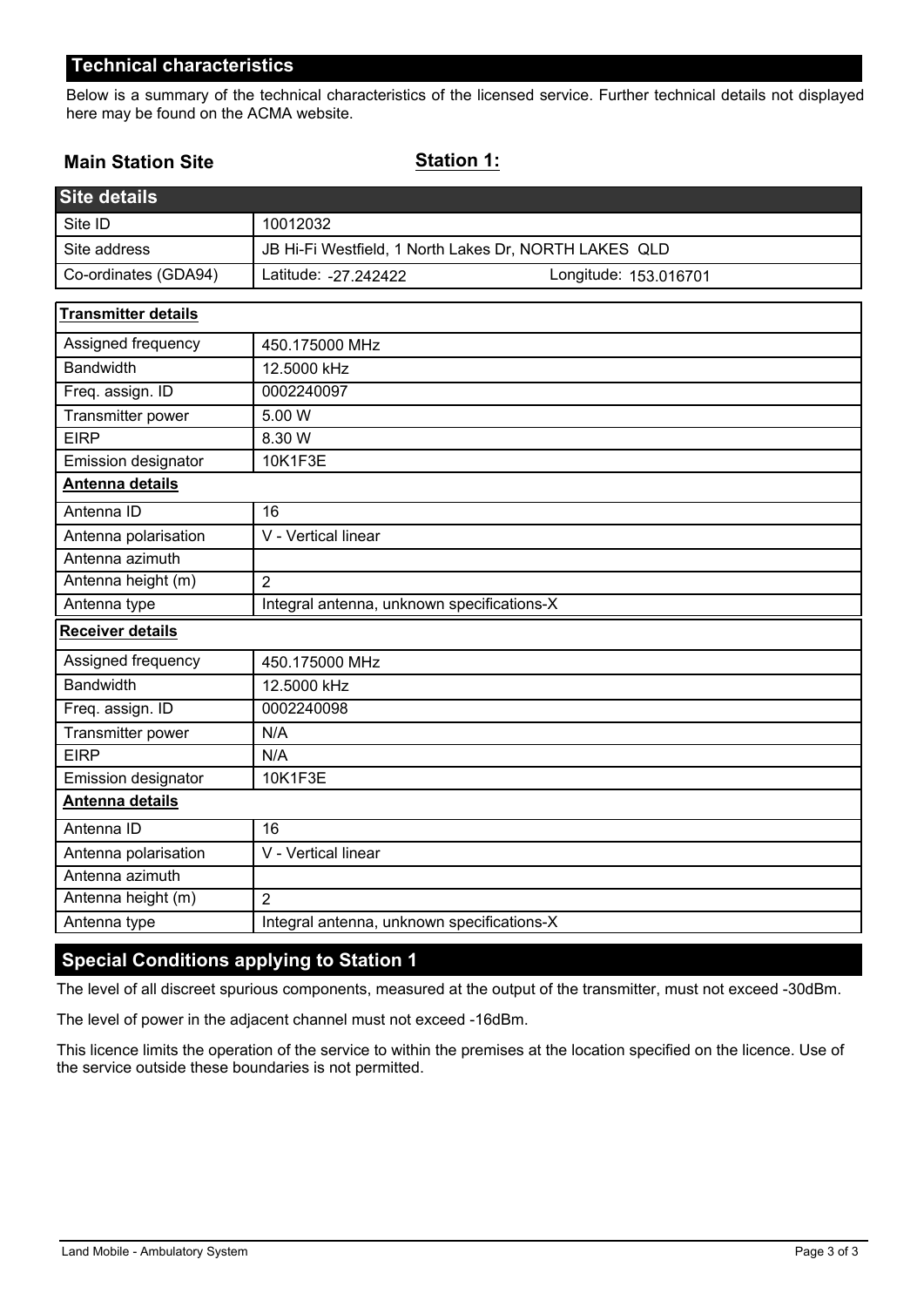## Technical characteristics

Below is a summary of the technical characteristics of the licensed service. Further technical details not displayed here may be found on the ACMA website.

**Main Station Site** **Station 1:**

| Site details | |
|---|---|
| Site ID | 10012032 |
| Site address | JB Hi-Fi Westfield, 1 North Lakes Dr, NORTH LAKES QLD |
| Co-ordinates (GDA94) | Latitude: -27.242422 Longitude: 153.016701 |

| **Transmitter details** | |
|---|---|
| Assigned frequency | 450.175000 MHz |
| Bandwidth | 12.5000 kHz |
| Freq. assign. ID | 0002240097 |
| Transmitter power | 5.00 W |
| EIRP | 8.30 W |
| Emission designator | 10K1F3E |
| **Antenna details** | |
| Antenna ID | 16 |
| Antenna polarisation | V - Vertical linear |
| Antenna azimuth | |
| Antenna height (m) | 2 |
| Antenna type | Integral antenna, unknown specifications-X |
| **Receiver details** | |
| Assigned frequency | 450.175000 MHz |
| Bandwidth | 12.5000 kHz |
| Freq. assign. ID | 0002240098 |
| Transmitter power | N/A |
| EIRP | N/A |
| Emission designator | 10K1F3E |
| **Antenna details** | |
| Antenna ID | 16 |
| Antenna polarisation | V - Vertical linear |
| Antenna azimuth | |
| Antenna height (m) | 2 |
| Antenna type | Integral antenna, unknown specifications-X |

## Special Conditions applying to Station 1

The level of all discreet spurious components, measured at the output of the transmitter, must not exceed -30dBm.

The level of power in the adjacent channel must not exceed -16dBm.

This licence limits the operation of the service to within the premises at the location specified on the licence. Use of the service outside these boundaries is not permitted.